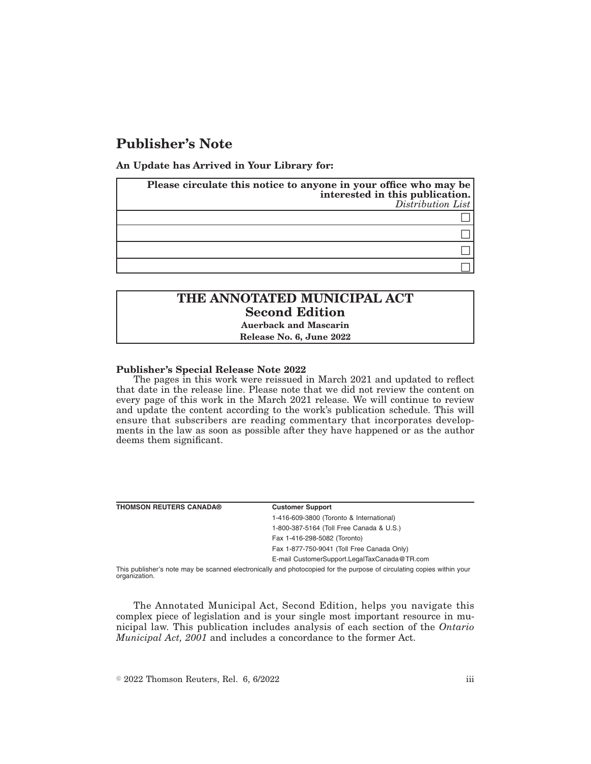# Publisher's Note

**An Update has Arrived in Your Library for:**

| **Please circulate this notice to anyone in your office who may be interested in this publication.** *Distribution List* |
|---|
| ☐ |
| ☐ |
| ☐ |
| ☐ |

| **THE ANNOTATED MUNICIPAL ACT** |
|---|
| **Second Edition** |
| **Auerback and Mascarin** |
| **Release No. 6, June 2022** |

**Publisher's Special Release Note 2022**

The pages in this work were reissued in March 2021 and updated to reflect that date in the release line. Please note that we did not review the content on every page of this work in the March 2021 release. We will continue to review and update the content according to the work's publication schedule. This will ensure that subscribers are reading commentary that incorporates developments in the law as soon as possible after they have happened or as the author deems them significant.

| **THOMSON REUTERS CANADA®** | **Customer Support** |
|---|---|
| | 1-416-609-3800 (Toronto & International) |
| | 1-800-387-5164 (Toll Free Canada & U.S.) |
| | Fax 1-416-298-5082 (Toronto) |
| | Fax 1-877-750-9041 (Toll Free Canada Only) |
| | E-mail CustomerSupport.LegalTaxCanada@TR.com |

This publisher's note may be scanned electronically and photocopied for the purpose of circulating copies within your organization.

The Annotated Municipal Act, Second Edition, helps you navigate this complex piece of legislation and is your single most important resource in municipal law. This publication includes analysis of each section of the *Ontario Municipal Act, 2001* and includes a concordance to the former Act.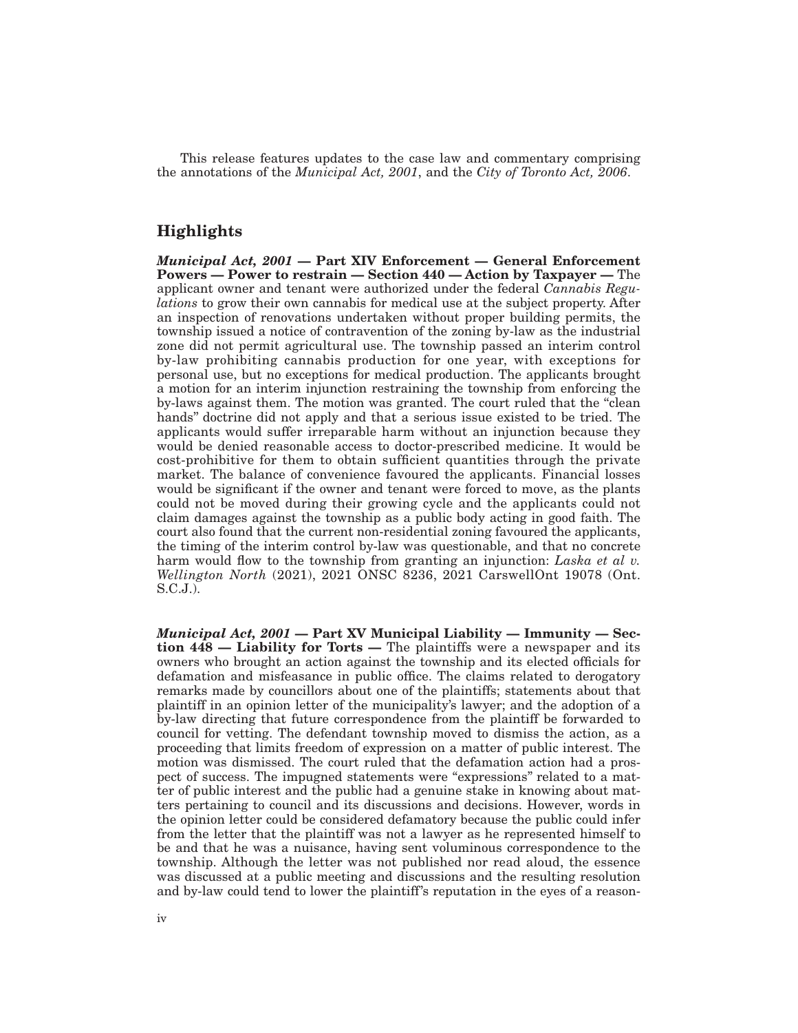This release features updates to the case law and commentary comprising the annotations of the *Municipal Act, 2001*, and the *City of Toronto Act, 2006*.

## Highlights

***Municipal Act, 2001* — Part XIV Enforcement — General Enforcement Powers — Power to restrain — Section 440 — Action by Taxpayer —** The applicant owner and tenant were authorized under the federal *Cannabis Regulations* to grow their own cannabis for medical use at the subject property. After an inspection of renovations undertaken without proper building permits, the township issued a notice of contravention of the zoning by-law as the industrial zone did not permit agricultural use. The township passed an interim control by-law prohibiting cannabis production for one year, with exceptions for personal use, but no exceptions for medical production. The applicants brought a motion for an interim injunction restraining the township from enforcing the by-laws against them. The motion was granted. The court ruled that the "clean hands" doctrine did not apply and that a serious issue existed to be tried. The applicants would suffer irreparable harm without an injunction because they would be denied reasonable access to doctor-prescribed medicine. It would be cost-prohibitive for them to obtain sufficient quantities through the private market. The balance of convenience favoured the applicants. Financial losses would be significant if the owner and tenant were forced to move, as the plants could not be moved during their growing cycle and the applicants could not claim damages against the township as a public body acting in good faith. The court also found that the current non-residential zoning favoured the applicants, the timing of the interim control by-law was questionable, and that no concrete harm would flow to the township from granting an injunction: *Laska et al v. Wellington North* (2021), 2021 ONSC 8236, 2021 CarswellOnt 19078 (Ont. S.C.J.).

***Municipal Act, 2001* — Part XV Municipal Liability — Immunity — Section 448 — Liability for Torts —** The plaintiffs were a newspaper and its owners who brought an action against the township and its elected officials for defamation and misfeasance in public office. The claims related to derogatory remarks made by councillors about one of the plaintiffs; statements about that plaintiff in an opinion letter of the municipality's lawyer; and the adoption of a by-law directing that future correspondence from the plaintiff be forwarded to council for vetting. The defendant township moved to dismiss the action, as a proceeding that limits freedom of expression on a matter of public interest. The motion was dismissed. The court ruled that the defamation action had a prospect of success. The impugned statements were "expressions" related to a matter of public interest and the public had a genuine stake in knowing about matters pertaining to council and its discussions and decisions. However, words in the opinion letter could be considered defamatory because the public could infer from the letter that the plaintiff was not a lawyer as he represented himself to be and that he was a nuisance, having sent voluminous correspondence to the township. Although the letter was not published nor read aloud, the essence was discussed at a public meeting and discussions and the resulting resolution and by-law could tend to lower the plaintiff's reputation in the eyes of a reason-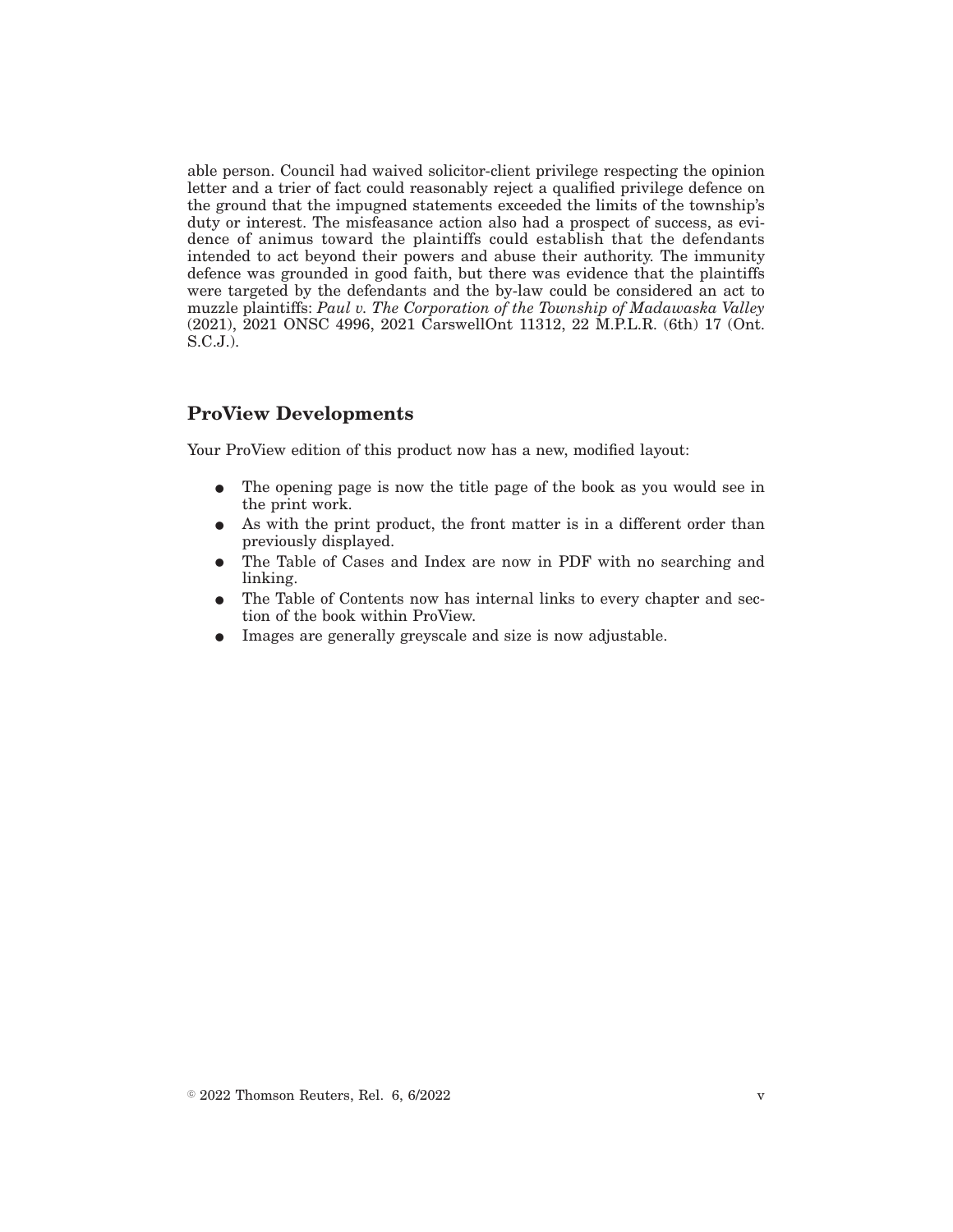able person. Council had waived solicitor-client privilege respecting the opinion letter and a trier of fact could reasonably reject a qualified privilege defence on the ground that the impugned statements exceeded the limits of the township's duty or interest. The misfeasance action also had a prospect of success, as evidence of animus toward the plaintiffs could establish that the defendants intended to act beyond their powers and abuse their authority. The immunity defence was grounded in good faith, but there was evidence that the plaintiffs were targeted by the defendants and the by-law could be considered an act to muzzle plaintiffs: *Paul v. The Corporation of the Township of Madawaska Valley* (2021), 2021 ONSC 4996, 2021 CarswellOnt 11312, 22 M.P.L.R. (6th) 17 (Ont. S.C.J.).

## ProView Developments

Your ProView edition of this product now has a new, modified layout:

- The opening page is now the title page of the book as you would see in the print work.
- As with the print product, the front matter is in a different order than previously displayed.
- The Table of Cases and Index are now in PDF with no searching and linking.
- The Table of Contents now has internal links to every chapter and section of the book within ProView.
- Images are generally greyscale and size is now adjustable.